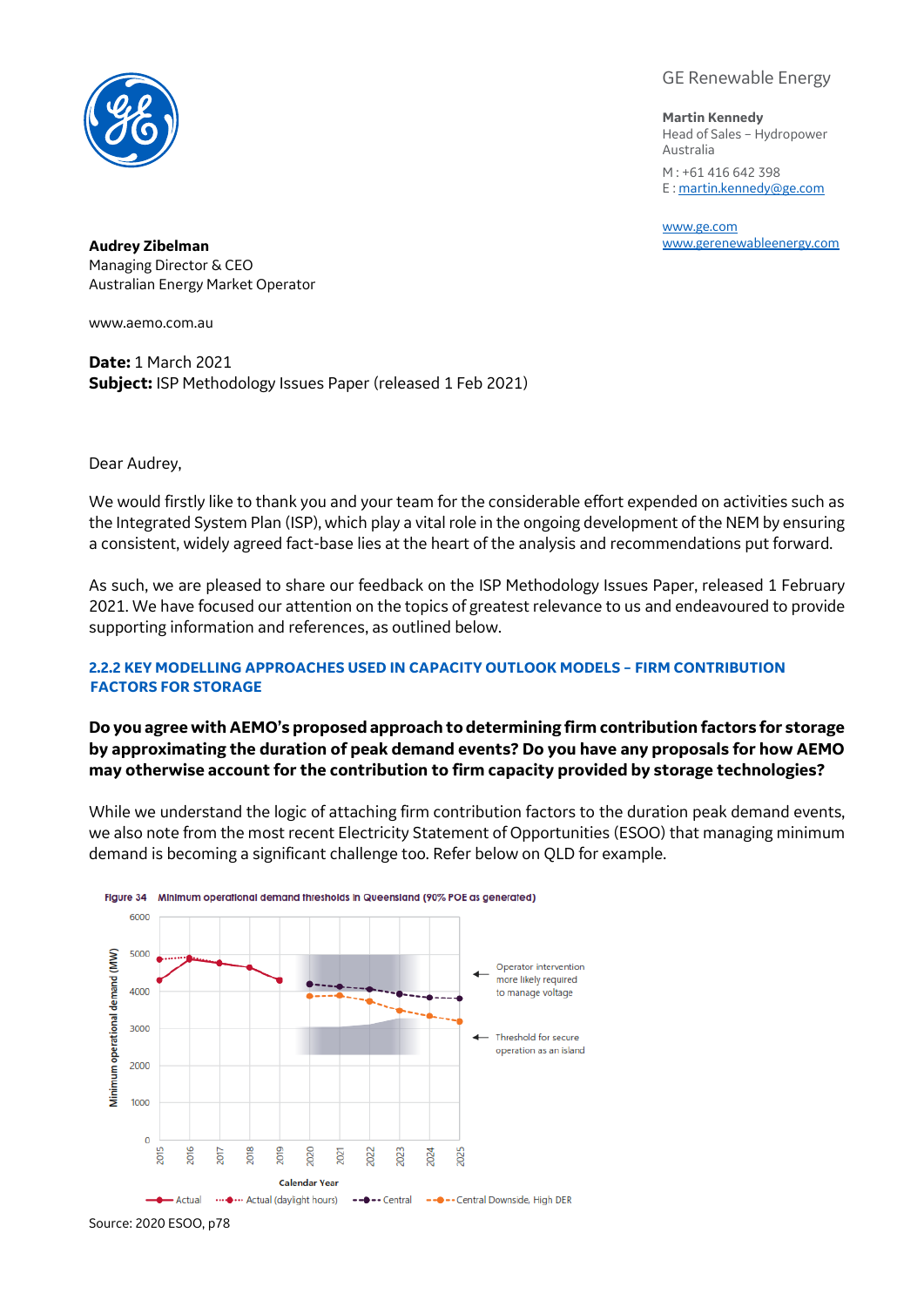GE Renewable Energy

**Martin Kennedy**
Head of Sales – Hydropower
Australia

M : +61 416 642 398
E : martin.kennedy@ge.com

www.ge.com
www.gerenewableenergy.com

**Audrey Zibelman**
Managing Director & CEO
Australian Energy Market Operator

www.aemo.com.au

**Date:** 1 March 2021
**Subject:** ISP Methodology Issues Paper (released 1 Feb 2021)

Dear Audrey,

We would firstly like to thank you and your team for the considerable effort expended on activities such as the Integrated System Plan (ISP), which play a vital role in the ongoing development of the NEM by ensuring a consistent, widely agreed fact-base lies at the heart of the analysis and recommendations put forward.

As such, we are pleased to share our feedback on the ISP Methodology Issues Paper, released 1 February 2021. We have focused our attention on the topics of greatest relevance to us and endeavoured to provide supporting information and references, as outlined below.

## 2.2.2 KEY MODELLING APPROACHES USED IN CAPACITY OUTLOOK MODELS – FIRM CONTRIBUTION FACTORS FOR STORAGE

**Do you agree with AEMO's proposed approach to determining firm contribution factors for storage by approximating the duration of peak demand events? Do you have any proposals for how AEMO may otherwise account for the contribution to firm capacity provided by storage technologies?**

While we understand the logic of attaching firm contribution factors to the duration peak demand events, we also note from the most recent Electricity Statement of Opportunities (ESOO) that managing minimum demand is becoming a significant challenge too. Refer below on QLD for example.

**Figure 34** Minimum operational demand thresholds in Queensland (90% POE as generated)

Source: 2020 ESOO, p78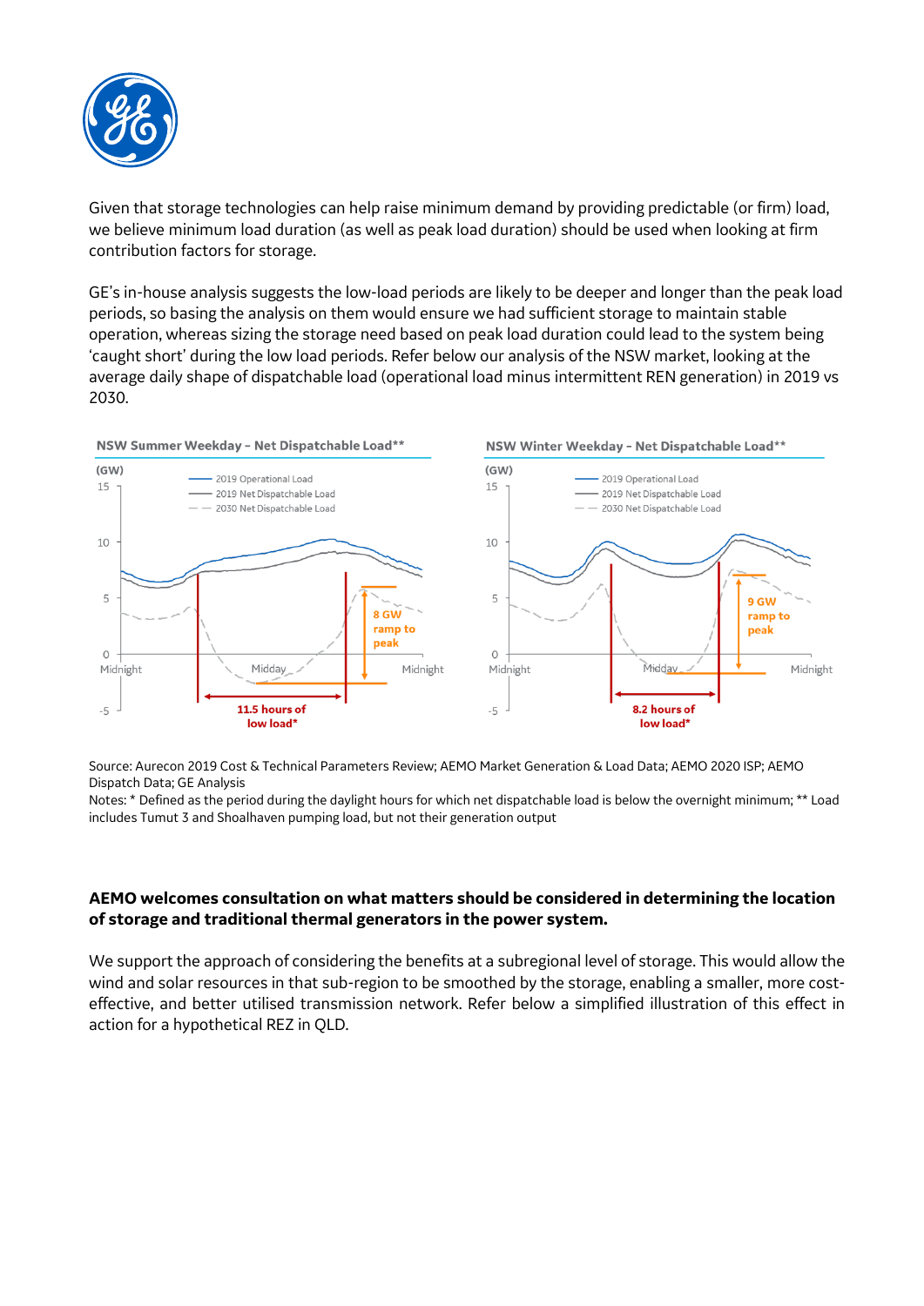Given that storage technologies can help raise minimum demand by providing predictable (or firm) load, we believe minimum load duration (as well as peak load duration) should be used when looking at firm contribution factors for storage.

GE's in-house analysis suggests the low-load periods are likely to be deeper and longer than the peak load periods, so basing the analysis on them would ensure we had sufficient storage to maintain stable operation, whereas sizing the storage need based on peak load duration could lead to the system being 'caught short' during the low load periods. Refer below our analysis of the NSW market, looking at the average daily shape of dispatchable load (operational load minus intermittent REN generation) in 2019 vs 2030.

**NSW Summer Weekday – Net Dispatchable Load****

**NSW Winter Weekday – Net Dispatchable Load****

Source: Aurecon 2019 Cost & Technical Parameters Review; AEMO Market Generation & Load Data; AEMO 2020 ISP; AEMO Dispatch Data; GE Analysis
Notes: * Defined as the period during the daylight hours for which net dispatchable load is below the overnight minimum; ** Load includes Tumut 3 and Shoalhaven pumping load, but not their generation output

**AEMO welcomes consultation on what matters should be considered in determining the location of storage and traditional thermal generators in the power system.**

We support the approach of considering the benefits at a subregional level of storage. This would allow the wind and solar resources in that sub-region to be smoothed by the storage, enabling a smaller, more cost-effective, and better utilised transmission network. Refer below a simplified illustration of this effect in action for a hypothetical REZ in QLD.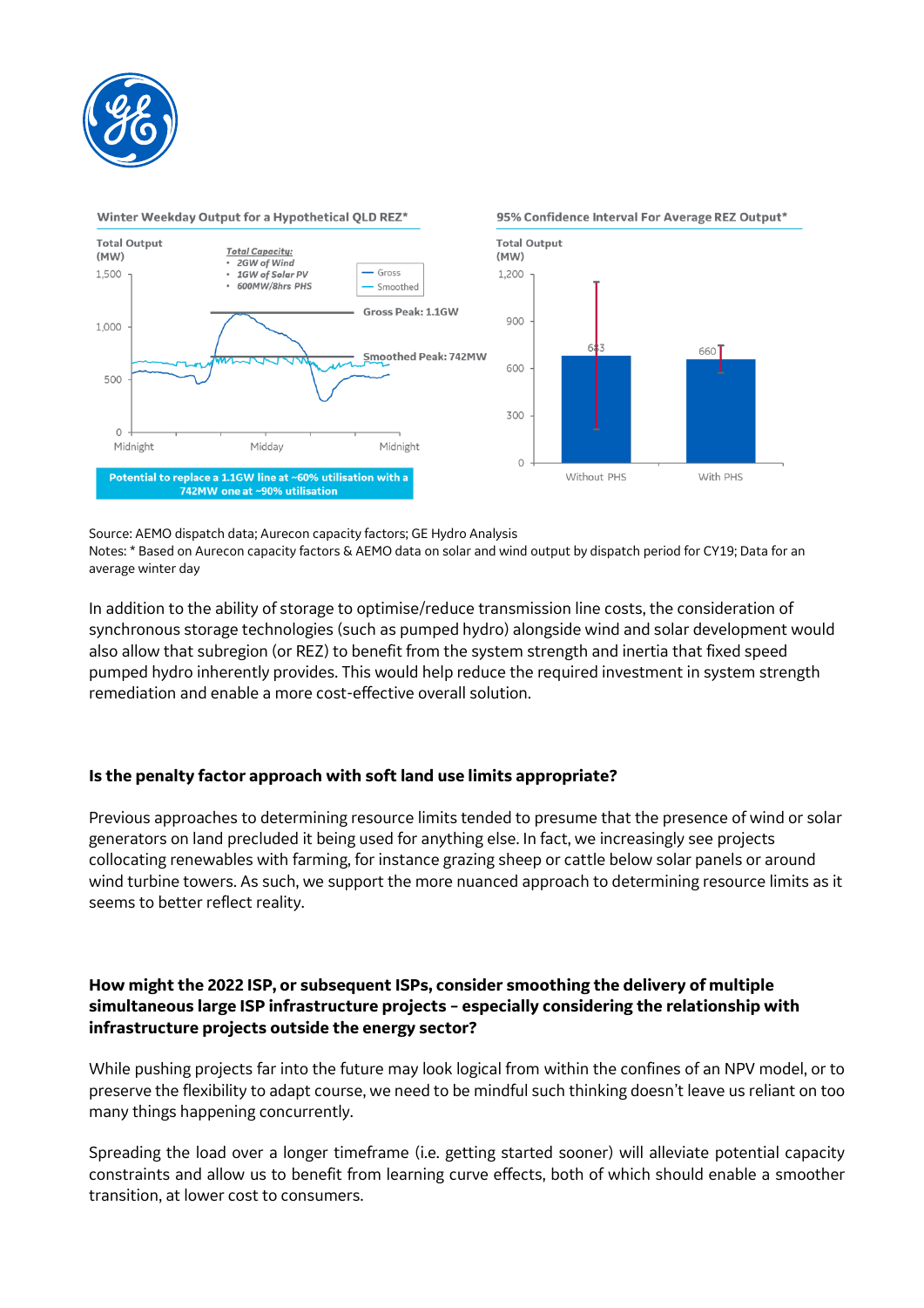**Winter Weekday Output for a Hypothetical QLD REZ***

Total Output (MW)

*Total Capacity:*
- *2GW of Wind*
- *1GW of Solar PV*
- *600MW/8hrs PHS*

Gross

Smoothed

Gross Peak: 1.1GW

Smoothed Peak: 742MW

1,500, 1,000, 500, 0

Midnight, Midday, Midnight

**Potential to replace a 1.1GW line at ~60% utilisation with a 742MW one at ~90% utilisation**

**95% Confidence Interval For Average REZ Output***

Total Output (MW)

1,200, 900, 600, 300, 0

683 (Without PHS)

660 (With PHS)

Source: AEMO dispatch data; Aurecon capacity factors; GE Hydro Analysis

Notes: * Based on Aurecon capacity factors & AEMO data on solar and wind output by dispatch period for CY19; Data for an average winter day

In addition to the ability of storage to optimise/reduce transmission line costs, the consideration of synchronous storage technologies (such as pumped hydro) alongside wind and solar development would also allow that subregion (or REZ) to benefit from the system strength and inertia that fixed speed pumped hydro inherently provides. This would help reduce the required investment in system strength remediation and enable a more cost-effective overall solution.

**Is the penalty factor approach with soft land use limits appropriate?**

Previous approaches to determining resource limits tended to presume that the presence of wind or solar generators on land precluded it being used for anything else. In fact, we increasingly see projects collocating renewables with farming, for instance grazing sheep or cattle below solar panels or around wind turbine towers. As such, we support the more nuanced approach to determining resource limits as it seems to better reflect reality.

**How might the 2022 ISP, or subsequent ISPs, consider smoothing the delivery of multiple simultaneous large ISP infrastructure projects – especially considering the relationship with infrastructure projects outside the energy sector?**

While pushing projects far into the future may look logical from within the confines of an NPV model, or to preserve the flexibility to adapt course, we need to be mindful such thinking doesn't leave us reliant on too many things happening concurrently.

Spreading the load over a longer timeframe (i.e. getting started sooner) will alleviate potential capacity constraints and allow us to benefit from learning curve effects, both of which should enable a smoother transition, at lower cost to consumers.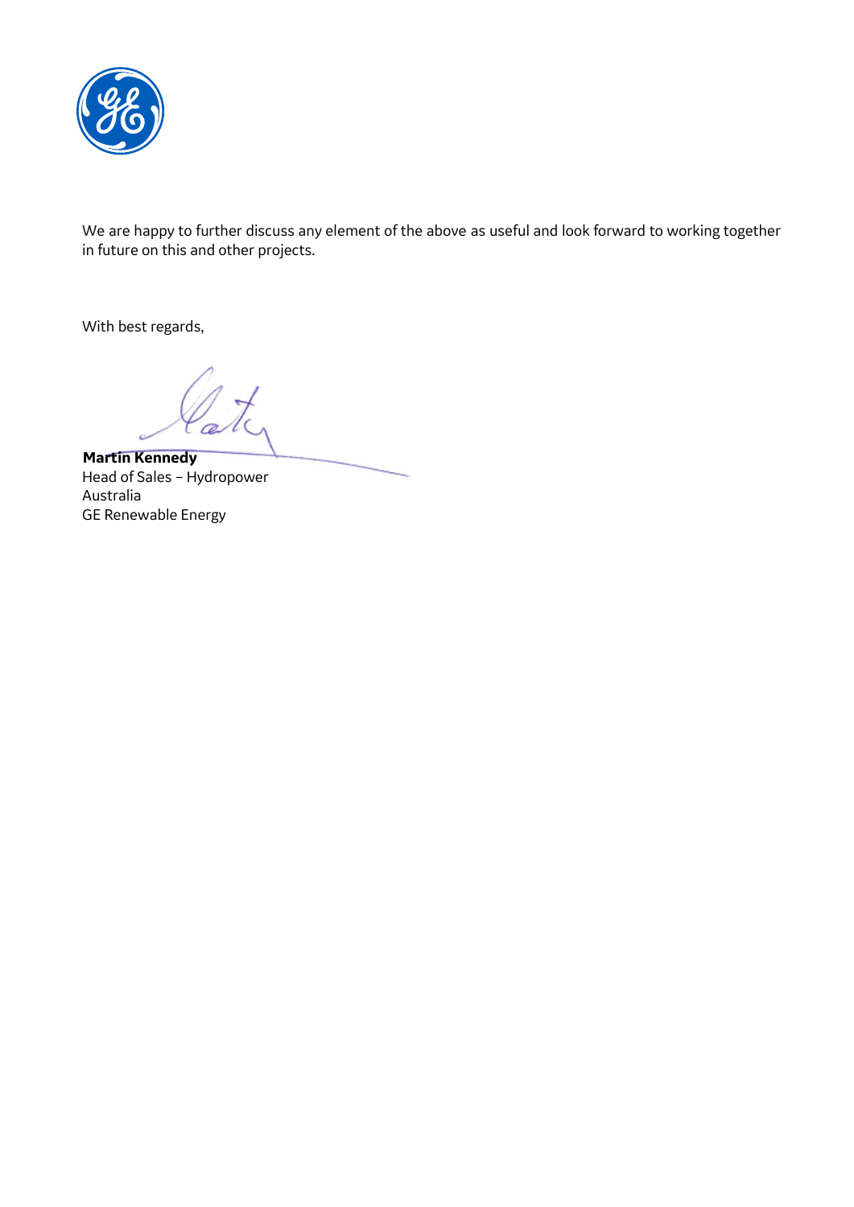We are happy to further discuss any element of the above as useful and look forward to working together in future on this and other projects.

With best regards,

**Martin Kennedy**
Head of Sales – Hydropower
Australia
GE Renewable Energy